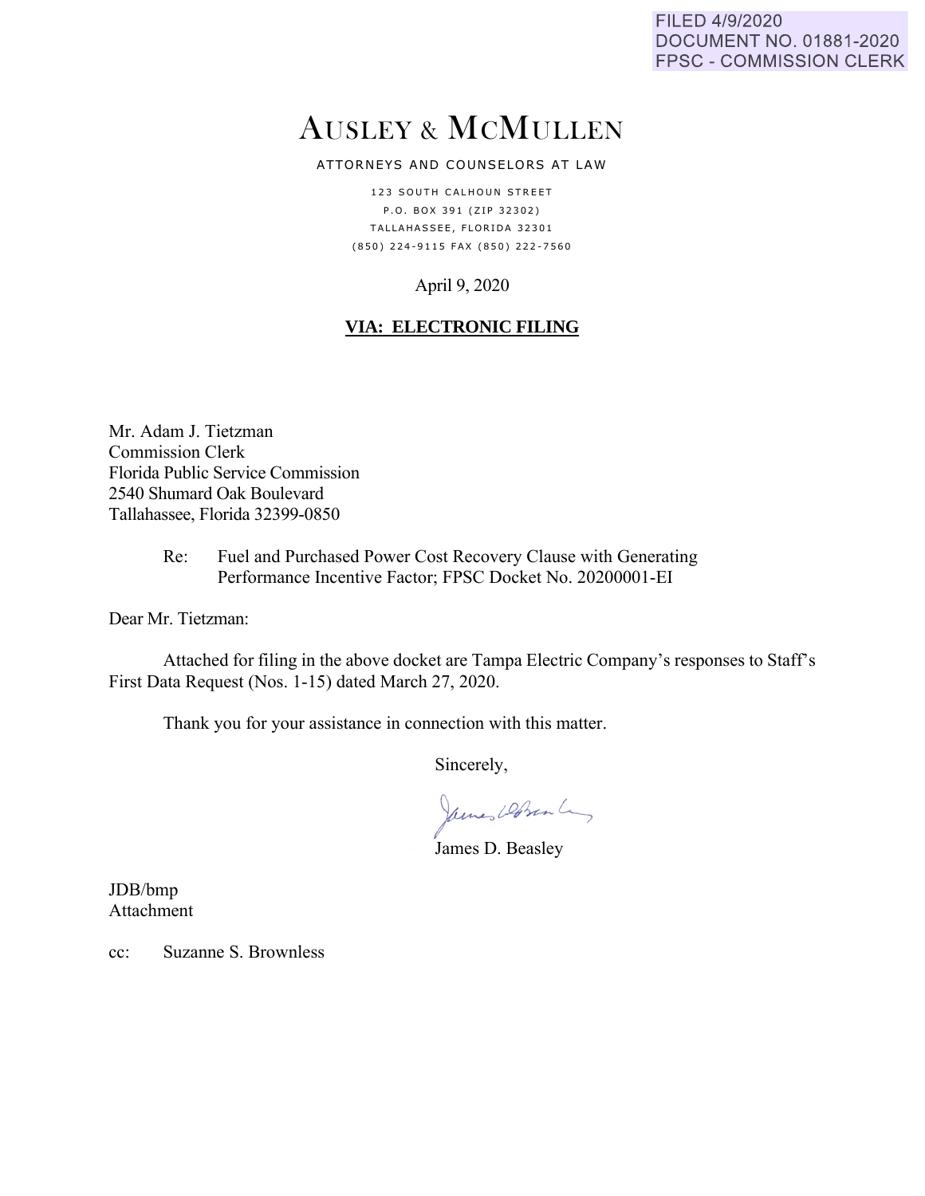FILED 4/9/2020
DOCUMENT NO. 01881-2020
FPSC - COMMISSION CLERK

# AUSLEY & MCMULLEN

ATTORNEYS AND COUNSELORS AT LAW

123 SOUTH CALHOUN STREET
P.O. BOX 391 (ZIP 32302)
TALLAHASSEE, FLORIDA 32301
(850) 224-9115 FAX (850) 222-7560

April 9, 2020

**VIA: ELECTRONIC FILING**

Mr. Adam J. Tietzman
Commission Clerk
Florida Public Service Commission
2540 Shumard Oak Boulevard
Tallahassee, Florida 32399-0850

Re: Fuel and Purchased Power Cost Recovery Clause with Generating Performance Incentive Factor; FPSC Docket No. 20200001-EI

Dear Mr. Tietzman:

Attached for filing in the above docket are Tampa Electric Company's responses to Staff's First Data Request (Nos. 1-15) dated March 27, 2020.

Thank you for your assistance in connection with this matter.

Sincerely,

James D. Beasley

JDB/bmp
Attachment

cc: Suzanne S. Brownless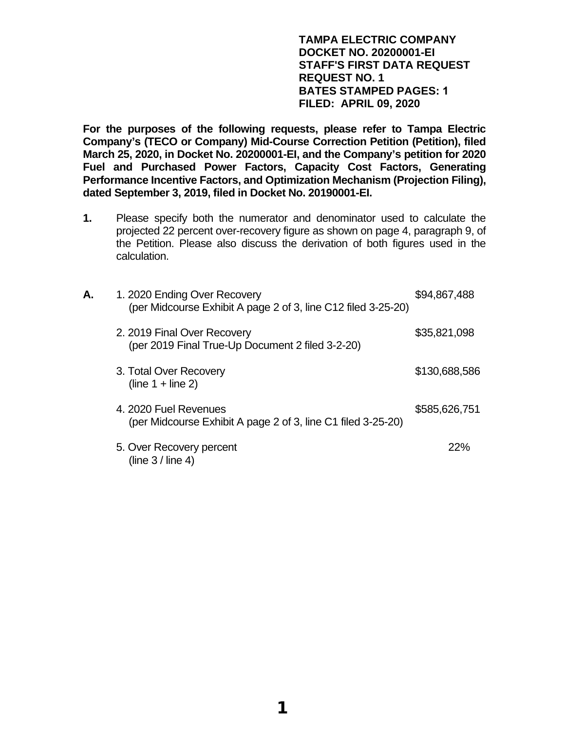**TAMPA ELECTRIC COMPANY**
**DOCKET NO. 20200001-EI**
**STAFF'S FIRST DATA REQUEST**
**REQUEST NO. 1**
**BATES STAMPED PAGES: 1**
**FILED: APRIL 09, 2020**

**For the purposes of the following requests, please refer to Tampa Electric Company's (TECO or Company) Mid-Course Correction Petition (Petition), filed March 25, 2020, in Docket No. 20200001-EI, and the Company's petition for 2020 Fuel and Purchased Power Factors, Capacity Cost Factors, Generating Performance Incentive Factors, and Optimization Mechanism (Projection Filing), dated September 3, 2019, filed in Docket No. 20190001-EI.**

**1.** Please specify both the numerator and denominator used to calculate the projected 22 percent over-recovery figure as shown on page 4, paragraph 9, of the Petition. Please also discuss the derivation of both figures used in the calculation.

**A.**

| | |
|---|---|
| 1. 2020 Ending Over Recovery (per Midcourse Exhibit A page 2 of 3, line C12 filed 3-25-20) | $94,867,488 |
| 2. 2019 Final Over Recovery (per 2019 Final True-Up Document 2 filed 3-2-20) | $35,821,098 |
| 3. Total Over Recovery (line 1 + line 2) | $130,688,586 |
| 4. 2020 Fuel Revenues (per Midcourse Exhibit A page 2 of 3, line C1 filed 3-25-20) | $585,626,751 |
| 5. Over Recovery percent (line 3 / line 4) | 22% |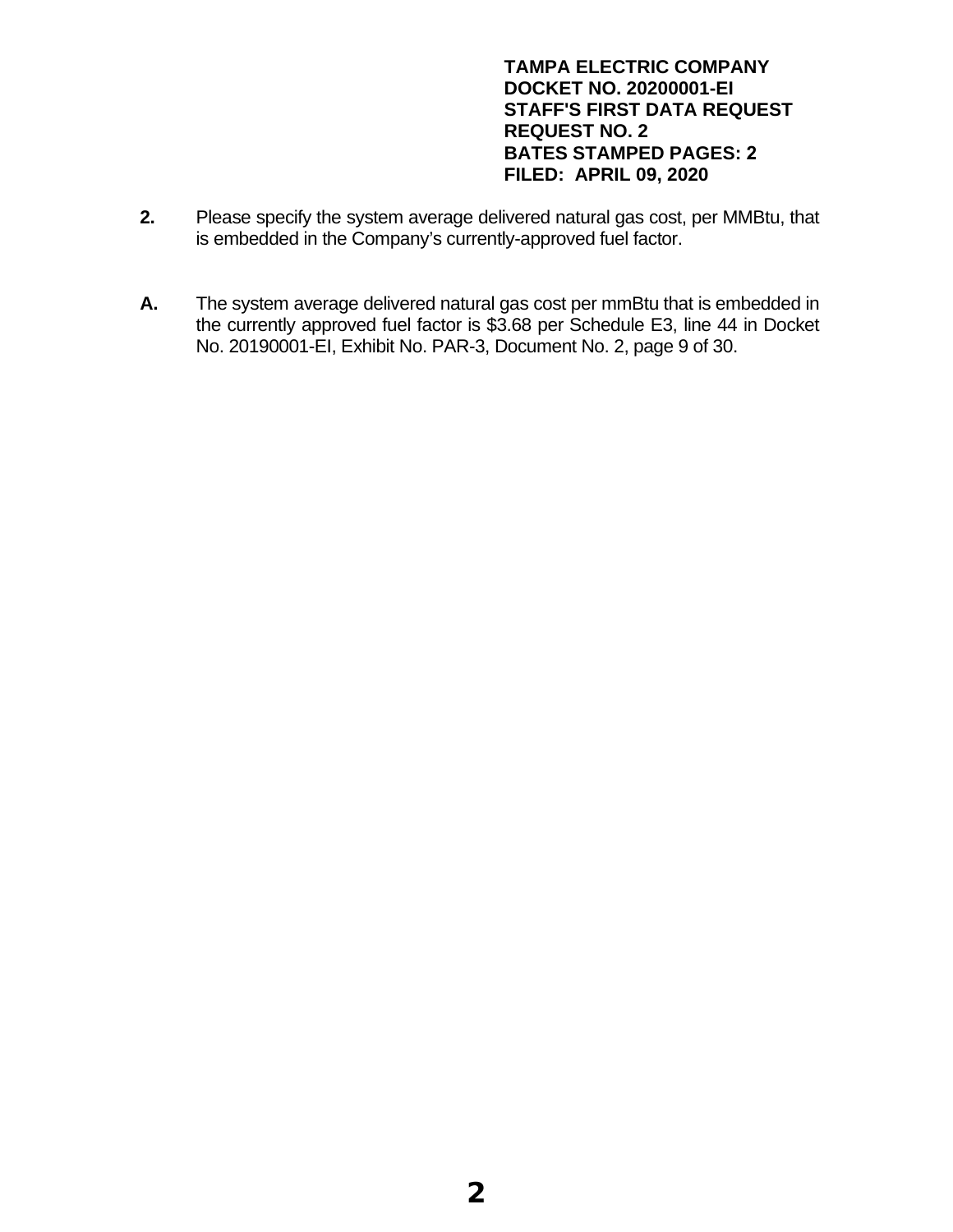**TAMPA ELECTRIC COMPANY**
**DOCKET NO. 20200001-EI**
**STAFF'S FIRST DATA REQUEST**
**REQUEST NO. 2**
**BATES STAMPED PAGES: 2**
**FILED: APRIL 09, 2020**

**2.** Please specify the system average delivered natural gas cost, per MMBtu, that is embedded in the Company's currently-approved fuel factor.

**A.** The system average delivered natural gas cost per mmBtu that is embedded in the currently approved fuel factor is $3.68 per Schedule E3, line 44 in Docket No. 20190001-EI, Exhibit No. PAR-3, Document No. 2, page 9 of 30.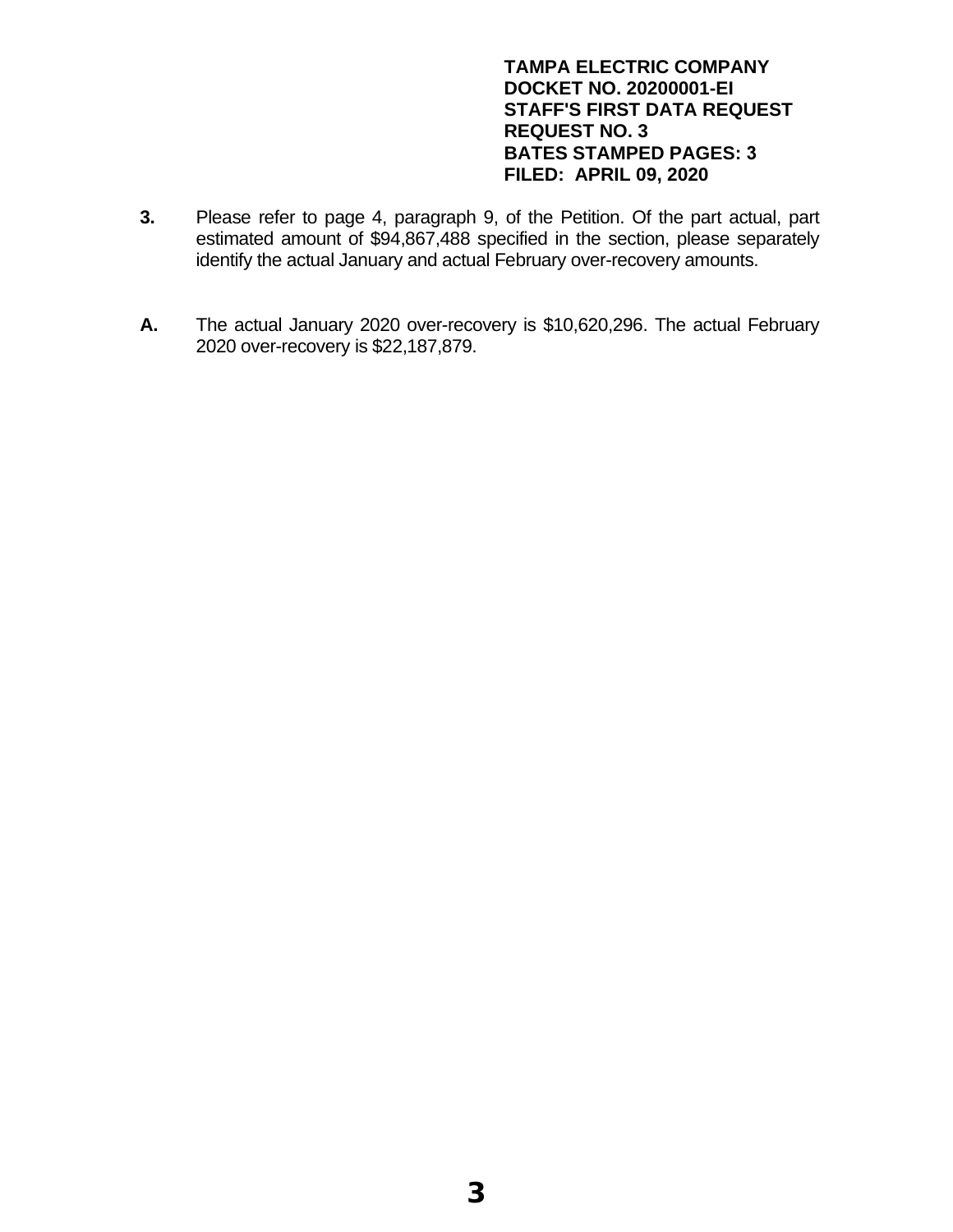**TAMPA ELECTRIC COMPANY**
**DOCKET NO. 20200001-EI**
**STAFF'S FIRST DATA REQUEST**
**REQUEST NO. 3**
**BATES STAMPED PAGES: 3**
**FILED: APRIL 09, 2020**

**3.** Please refer to page 4, paragraph 9, of the Petition. Of the part actual, part estimated amount of $94,867,488 specified in the section, please separately identify the actual January and actual February over-recovery amounts.

**A.** The actual January 2020 over-recovery is $10,620,296. The actual February 2020 over-recovery is $22,187,879.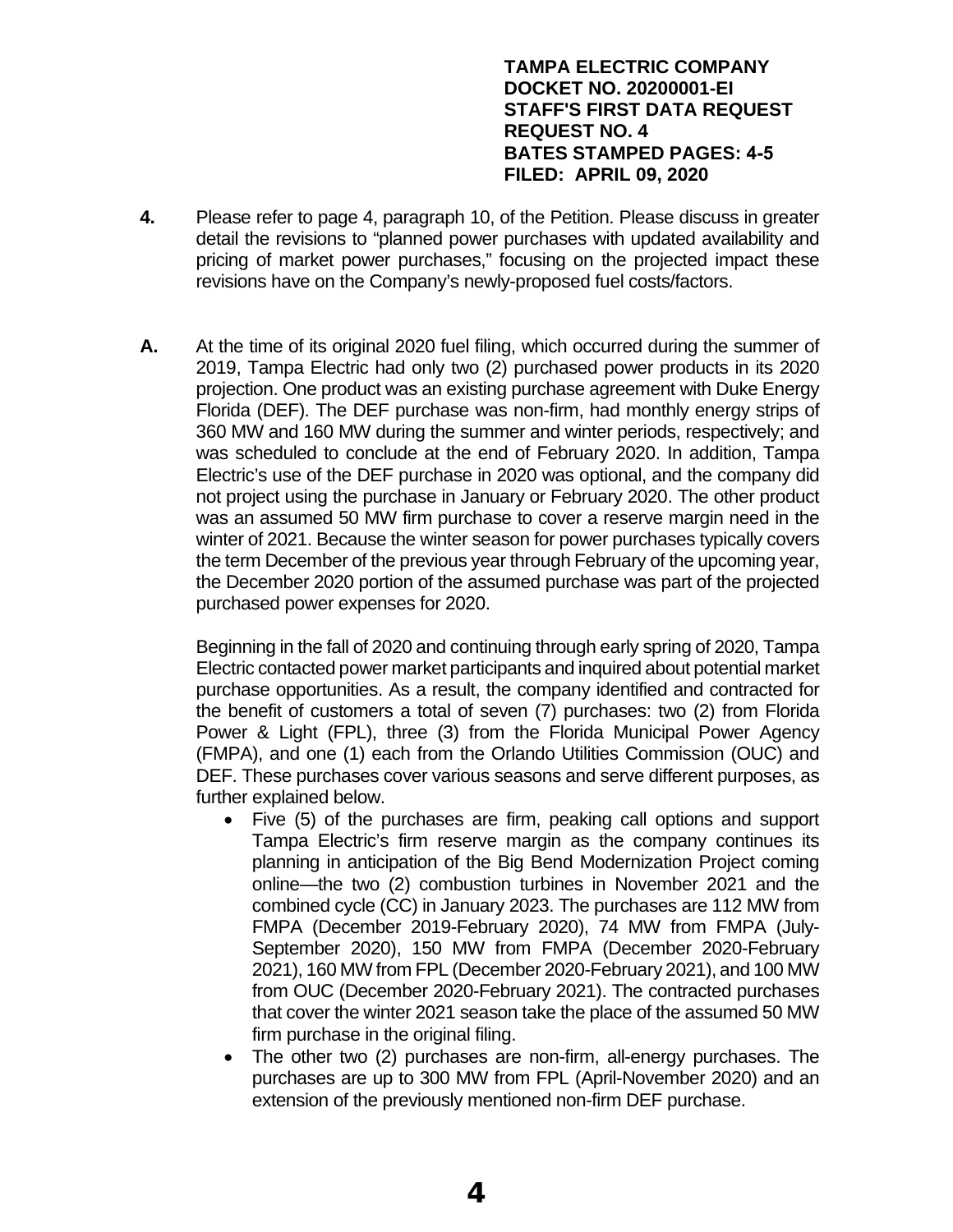**TAMPA ELECTRIC COMPANY**
**DOCKET NO. 20200001-EI**
**STAFF'S FIRST DATA REQUEST**
**REQUEST NO. 4**
**BATES STAMPED PAGES: 4-5**
**FILED: APRIL 09, 2020**

**4.** Please refer to page 4, paragraph 10, of the Petition. Please discuss in greater detail the revisions to "planned power purchases with updated availability and pricing of market power purchases," focusing on the projected impact these revisions have on the Company's newly-proposed fuel costs/factors.

**A.** At the time of its original 2020 fuel filing, which occurred during the summer of 2019, Tampa Electric had only two (2) purchased power products in its 2020 projection. One product was an existing purchase agreement with Duke Energy Florida (DEF). The DEF purchase was non-firm, had monthly energy strips of 360 MW and 160 MW during the summer and winter periods, respectively; and was scheduled to conclude at the end of February 2020. In addition, Tampa Electric's use of the DEF purchase in 2020 was optional, and the company did not project using the purchase in January or February 2020. The other product was an assumed 50 MW firm purchase to cover a reserve margin need in the winter of 2021. Because the winter season for power purchases typically covers the term December of the previous year through February of the upcoming year, the December 2020 portion of the assumed purchase was part of the projected purchased power expenses for 2020.

Beginning in the fall of 2020 and continuing through early spring of 2020, Tampa Electric contacted power market participants and inquired about potential market purchase opportunities. As a result, the company identified and contracted for the benefit of customers a total of seven (7) purchases: two (2) from Florida Power & Light (FPL), three (3) from the Florida Municipal Power Agency (FMPA), and one (1) each from the Orlando Utilities Commission (OUC) and DEF. These purchases cover various seasons and serve different purposes, as further explained below.

- Five (5) of the purchases are firm, peaking call options and support Tampa Electric's firm reserve margin as the company continues its planning in anticipation of the Big Bend Modernization Project coming online—the two (2) combustion turbines in November 2021 and the combined cycle (CC) in January 2023. The purchases are 112 MW from FMPA (December 2019-February 2020), 74 MW from FMPA (July-September 2020), 150 MW from FMPA (December 2020-February 2021), 160 MW from FPL (December 2020-February 2021), and 100 MW from OUC (December 2020-February 2021). The contracted purchases that cover the winter 2021 season take the place of the assumed 50 MW firm purchase in the original filing.
- The other two (2) purchases are non-firm, all-energy purchases. The purchases are up to 300 MW from FPL (April-November 2020) and an extension of the previously mentioned non-firm DEF purchase.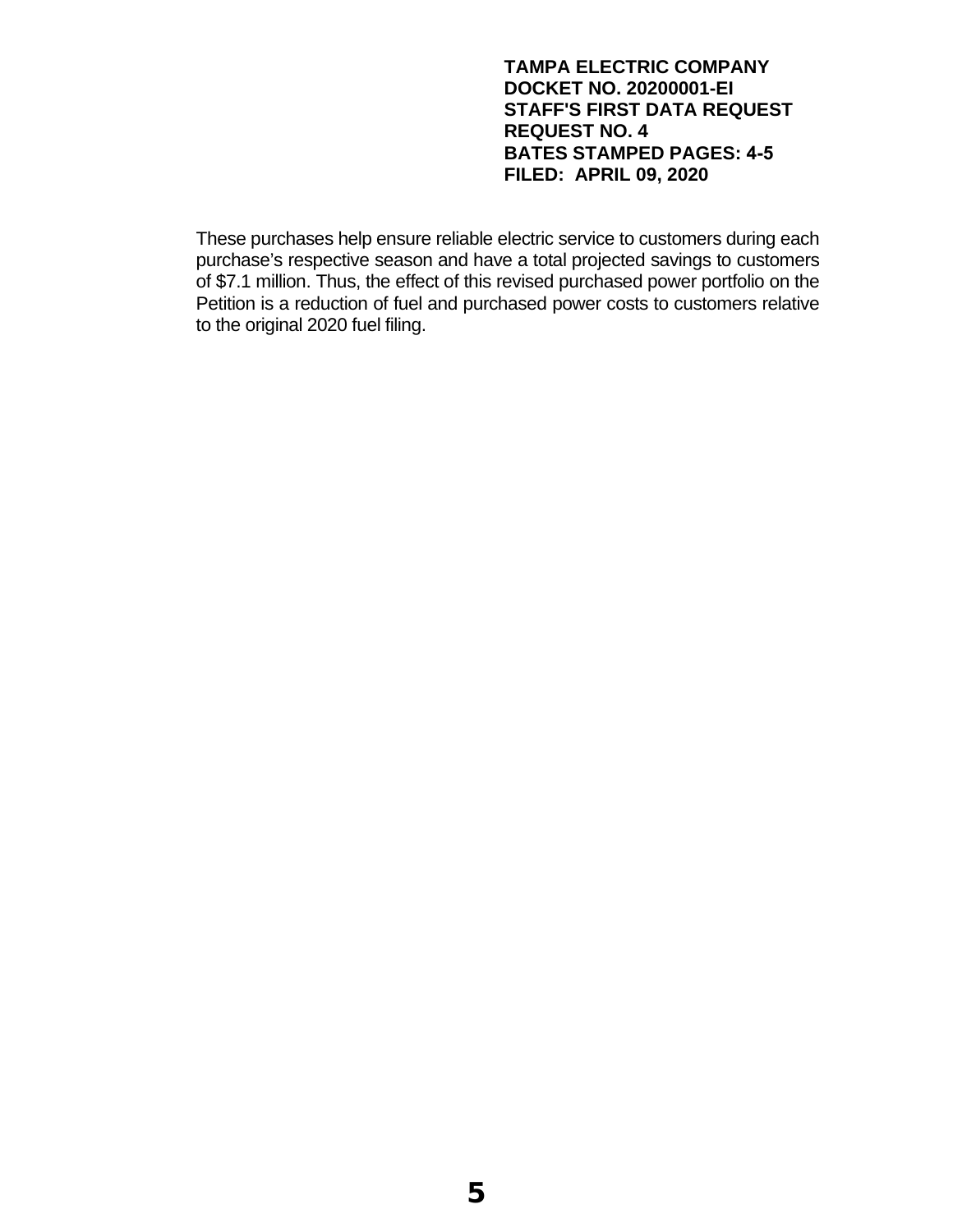These purchases help ensure reliable electric service to customers during each purchase's respective season and have a total projected savings to customers of $7.1 million. Thus, the effect of this revised purchased power portfolio on the Petition is a reduction of fuel and purchased power costs to customers relative to the original 2020 fuel filing.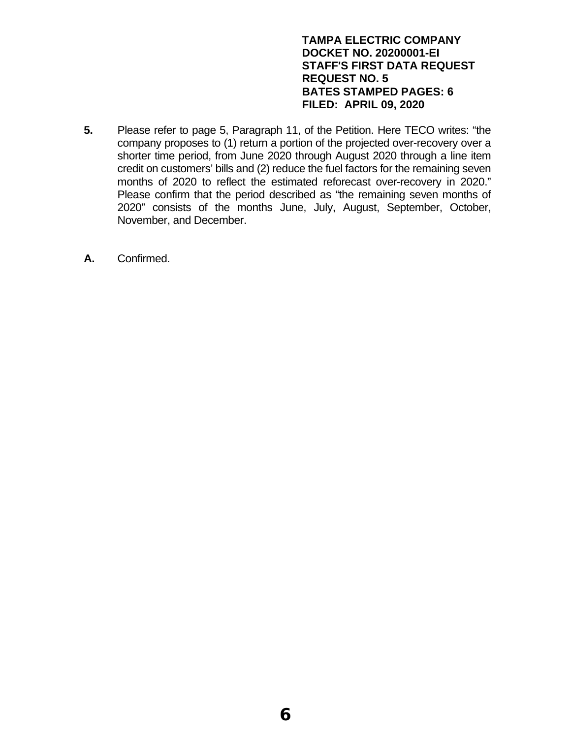**TAMPA ELECTRIC COMPANY**
**DOCKET NO. 20200001-EI**
**STAFF'S FIRST DATA REQUEST**
**REQUEST NO. 5**
**BATES STAMPED PAGES: 6**
**FILED: APRIL 09, 2020**

**5.** Please refer to page 5, Paragraph 11, of the Petition. Here TECO writes: "the company proposes to (1) return a portion of the projected over-recovery over a shorter time period, from June 2020 through August 2020 through a line item credit on customers' bills and (2) reduce the fuel factors for the remaining seven months of 2020 to reflect the estimated reforecast over-recovery in 2020." Please confirm that the period described as "the remaining seven months of 2020" consists of the months June, July, August, September, October, November, and December.

**A.** Confirmed.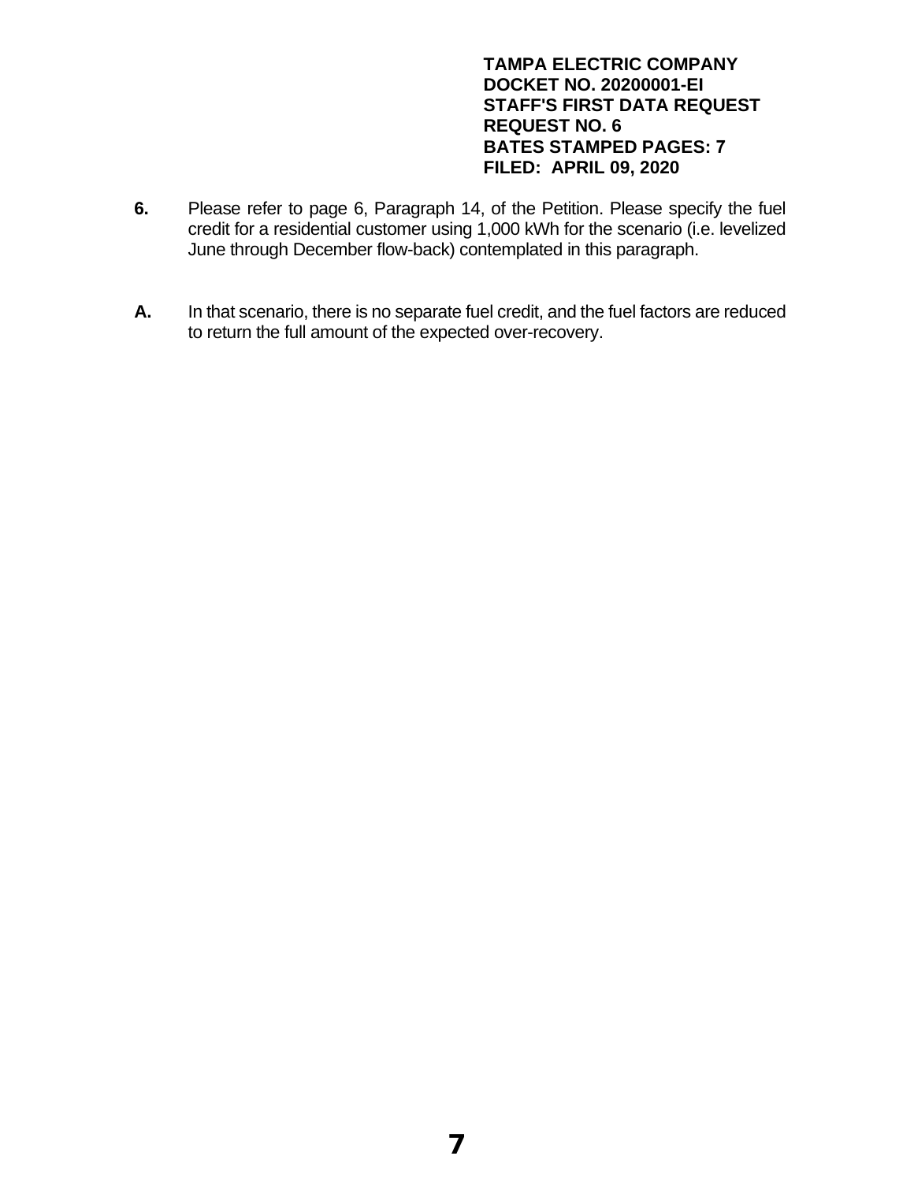**TAMPA ELECTRIC COMPANY**
**DOCKET NO. 20200001-EI**
**STAFF'S FIRST DATA REQUEST**
**REQUEST NO. 6**
**BATES STAMPED PAGES: 7**
**FILED: APRIL 09, 2020**

**6.** Please refer to page 6, Paragraph 14, of the Petition. Please specify the fuel credit for a residential customer using 1,000 kWh for the scenario (i.e. levelized June through December flow-back) contemplated in this paragraph.

**A.** In that scenario, there is no separate fuel credit, and the fuel factors are reduced to return the full amount of the expected over-recovery.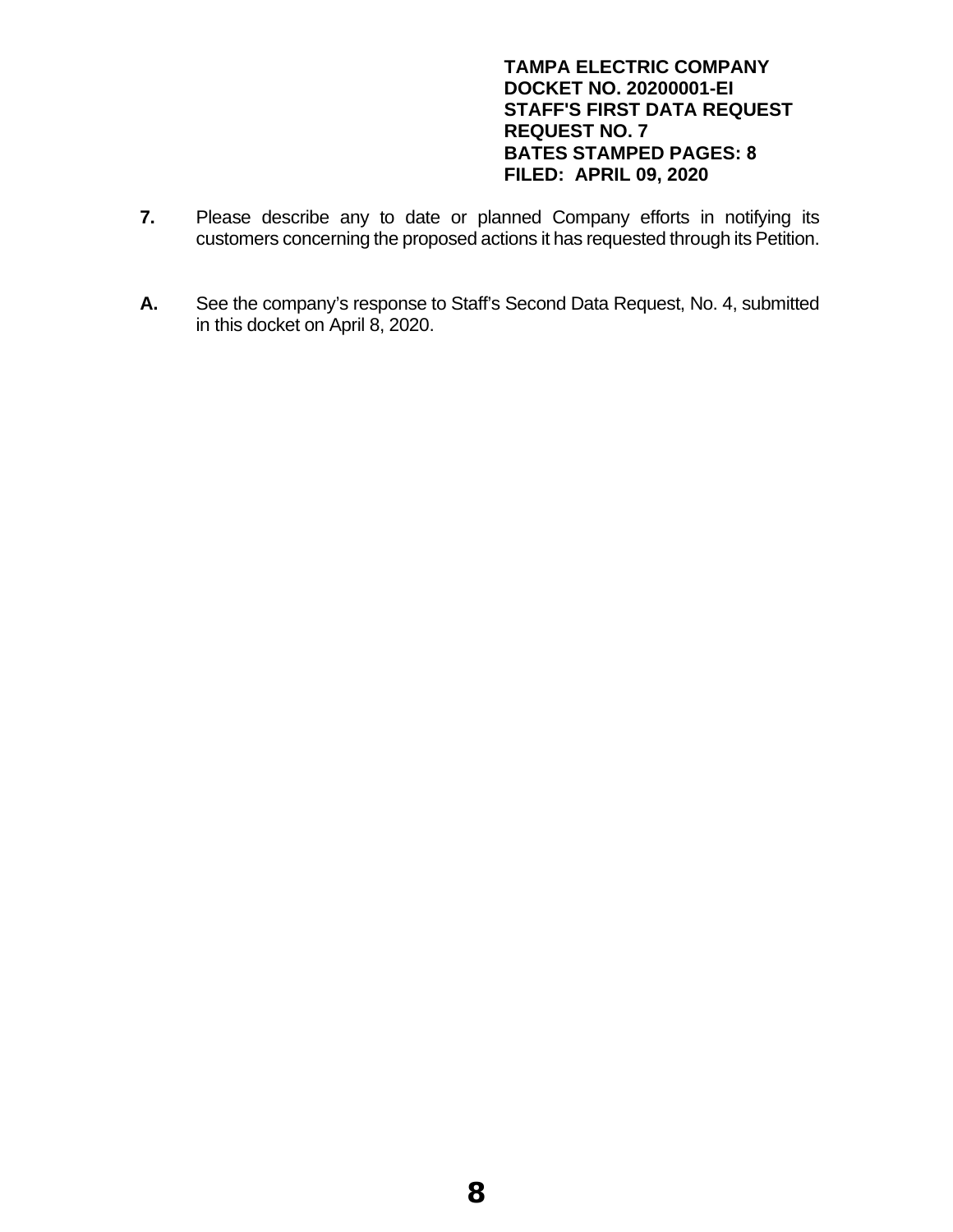**TAMPA ELECTRIC COMPANY**
**DOCKET NO. 20200001-EI**
**STAFF'S FIRST DATA REQUEST**
**REQUEST NO. 7**
**BATES STAMPED PAGES: 8**
**FILED: APRIL 09, 2020**

**7.** Please describe any to date or planned Company efforts in notifying its customers concerning the proposed actions it has requested through its Petition.

**A.** See the company's response to Staff's Second Data Request, No. 4, submitted in this docket on April 8, 2020.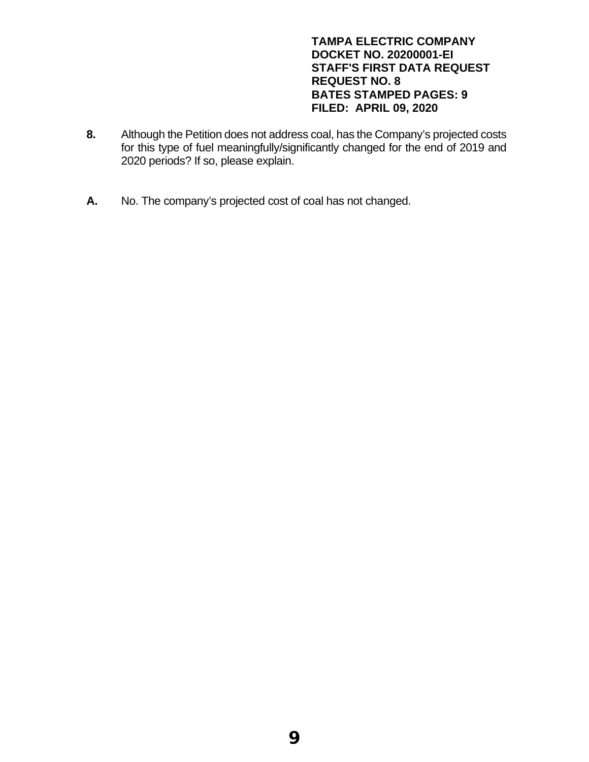**TAMPA ELECTRIC COMPANY**
**DOCKET NO. 20200001-EI**
**STAFF'S FIRST DATA REQUEST**
**REQUEST NO. 8**
**BATES STAMPED PAGES: 9**
**FILED: APRIL 09, 2020**

**8.** Although the Petition does not address coal, has the Company's projected costs for this type of fuel meaningfully/significantly changed for the end of 2019 and 2020 periods? If so, please explain.

**A.** No. The company's projected cost of coal has not changed.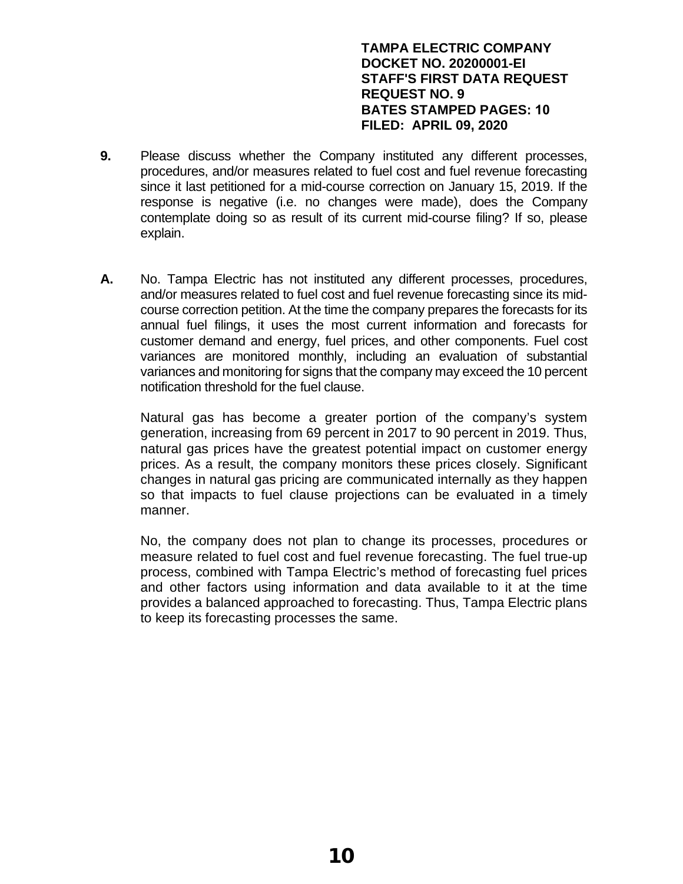**TAMPA ELECTRIC COMPANY**
**DOCKET NO. 20200001-EI**
**STAFF'S FIRST DATA REQUEST**
**REQUEST NO. 9**
**BATES STAMPED PAGES: 10**
**FILED: APRIL 09, 2020**

**9.** Please discuss whether the Company instituted any different processes, procedures, and/or measures related to fuel cost and fuel revenue forecasting since it last petitioned for a mid-course correction on January 15, 2019. If the response is negative (i.e. no changes were made), does the Company contemplate doing so as result of its current mid-course filing? If so, please explain.

**A.** No. Tampa Electric has not instituted any different processes, procedures, and/or measures related to fuel cost and fuel revenue forecasting since its mid-course correction petition. At the time the company prepares the forecasts for its annual fuel filings, it uses the most current information and forecasts for customer demand and energy, fuel prices, and other components. Fuel cost variances are monitored monthly, including an evaluation of substantial variances and monitoring for signs that the company may exceed the 10 percent notification threshold for the fuel clause.

Natural gas has become a greater portion of the company's system generation, increasing from 69 percent in 2017 to 90 percent in 2019. Thus, natural gas prices have the greatest potential impact on customer energy prices. As a result, the company monitors these prices closely. Significant changes in natural gas pricing are communicated internally as they happen so that impacts to fuel clause projections can be evaluated in a timely manner.

No, the company does not plan to change its processes, procedures or measure related to fuel cost and fuel revenue forecasting. The fuel true-up process, combined with Tampa Electric's method of forecasting fuel prices and other factors using information and data available to it at the time provides a balanced approached to forecasting. Thus, Tampa Electric plans to keep its forecasting processes the same.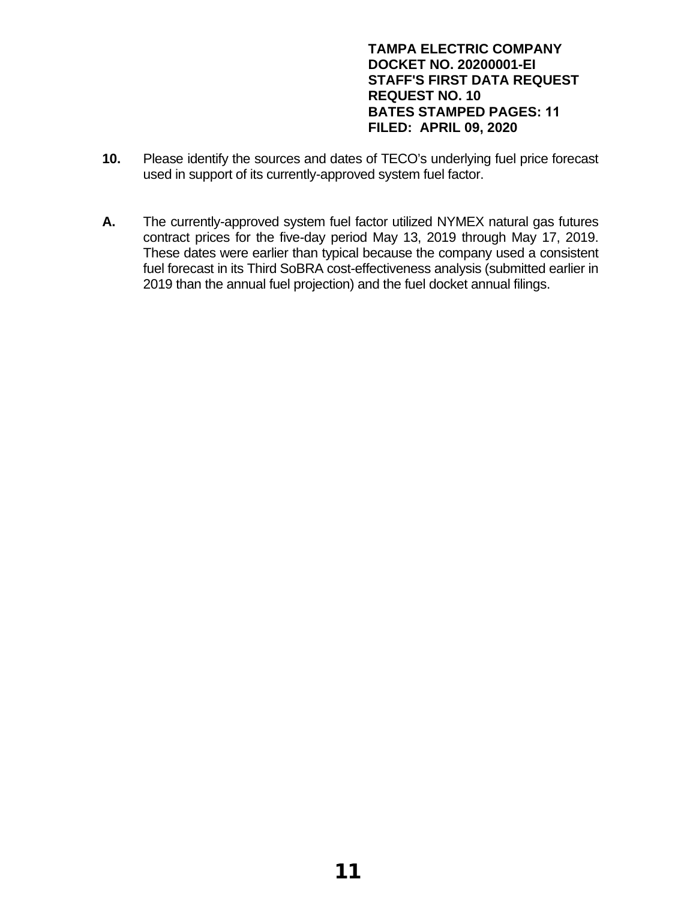**TAMPA ELECTRIC COMPANY**
**DOCKET NO. 20200001-EI**
**STAFF'S FIRST DATA REQUEST**
**REQUEST NO. 10**
**BATES STAMPED PAGES: 11**
**FILED: APRIL 09, 2020**

**10.** Please identify the sources and dates of TECO's underlying fuel price forecast used in support of its currently-approved system fuel factor.

**A.** The currently-approved system fuel factor utilized NYMEX natural gas futures contract prices for the five-day period May 13, 2019 through May 17, 2019. These dates were earlier than typical because the company used a consistent fuel forecast in its Third SoBRA cost-effectiveness analysis (submitted earlier in 2019 than the annual fuel projection) and the fuel docket annual filings.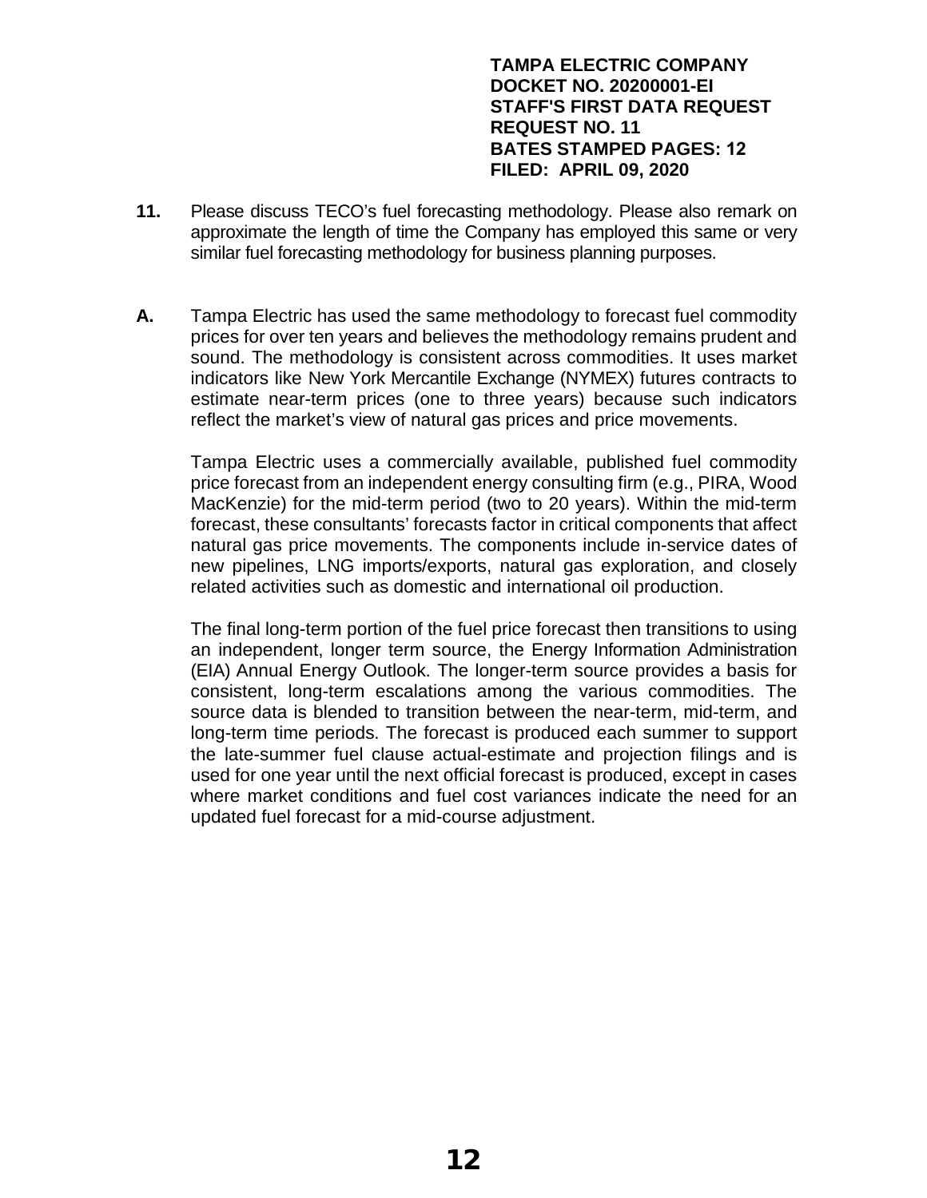**TAMPA ELECTRIC COMPANY**
**DOCKET NO. 20200001-EI**
**STAFF'S FIRST DATA REQUEST**
**REQUEST NO. 11**
**BATES STAMPED PAGES: 12**
**FILED: APRIL 09, 2020**

**11.** Please discuss TECO's fuel forecasting methodology. Please also remark on approximate the length of time the Company has employed this same or very similar fuel forecasting methodology for business planning purposes.

**A.** Tampa Electric has used the same methodology to forecast fuel commodity prices for over ten years and believes the methodology remains prudent and sound. The methodology is consistent across commodities. It uses market indicators like New York Mercantile Exchange (NYMEX) futures contracts to estimate near-term prices (one to three years) because such indicators reflect the market's view of natural gas prices and price movements.

Tampa Electric uses a commercially available, published fuel commodity price forecast from an independent energy consulting firm (e.g., PIRA, Wood MacKenzie) for the mid-term period (two to 20 years). Within the mid-term forecast, these consultants' forecasts factor in critical components that affect natural gas price movements. The components include in-service dates of new pipelines, LNG imports/exports, natural gas exploration, and closely related activities such as domestic and international oil production.

The final long-term portion of the fuel price forecast then transitions to using an independent, longer term source, the Energy Information Administration (EIA) Annual Energy Outlook. The longer-term source provides a basis for consistent, long-term escalations among the various commodities. The source data is blended to transition between the near-term, mid-term, and long-term time periods. The forecast is produced each summer to support the late-summer fuel clause actual-estimate and projection filings and is used for one year until the next official forecast is produced, except in cases where market conditions and fuel cost variances indicate the need for an updated fuel forecast for a mid-course adjustment.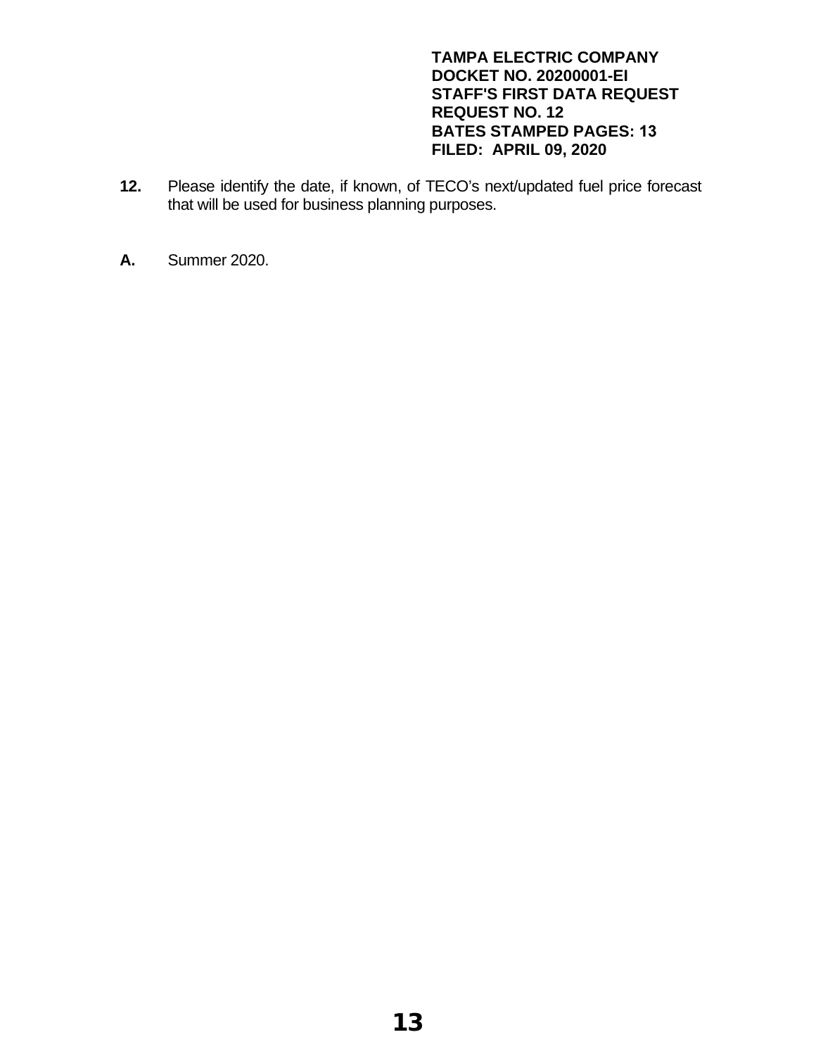**TAMPA ELECTRIC COMPANY**
**DOCKET NO. 20200001-EI**
**STAFF'S FIRST DATA REQUEST**
**REQUEST NO. 12**
**BATES STAMPED PAGES: 13**
**FILED: APRIL 09, 2020**

**12.** Please identify the date, if known, of TECO's next/updated fuel price forecast that will be used for business planning purposes.

**A.** Summer 2020.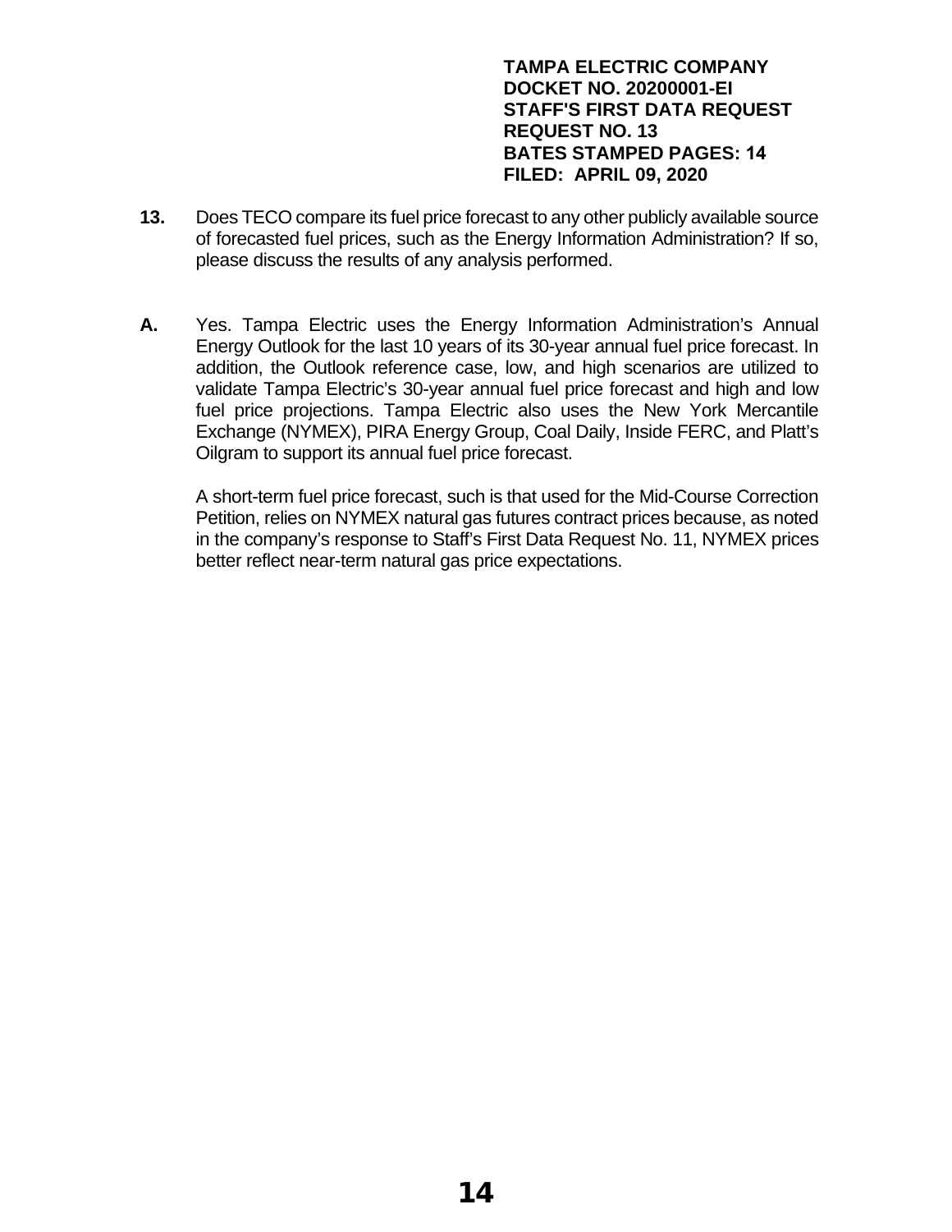**TAMPA ELECTRIC COMPANY**
**DOCKET NO. 20200001-EI**
**STAFF'S FIRST DATA REQUEST**
**REQUEST NO. 13**
**BATES STAMPED PAGES: 14**
**FILED: APRIL 09, 2020**

**13.** Does TECO compare its fuel price forecast to any other publicly available source of forecasted fuel prices, such as the Energy Information Administration? If so, please discuss the results of any analysis performed.

**A.** Yes. Tampa Electric uses the Energy Information Administration's Annual Energy Outlook for the last 10 years of its 30-year annual fuel price forecast. In addition, the Outlook reference case, low, and high scenarios are utilized to validate Tampa Electric's 30-year annual fuel price forecast and high and low fuel price projections. Tampa Electric also uses the New York Mercantile Exchange (NYMEX), PIRA Energy Group, Coal Daily, Inside FERC, and Platt's Oilgram to support its annual fuel price forecast.

A short-term fuel price forecast, such is that used for the Mid-Course Correction Petition, relies on NYMEX natural gas futures contract prices because, as noted in the company's response to Staff's First Data Request No. 11, NYMEX prices better reflect near-term natural gas price expectations.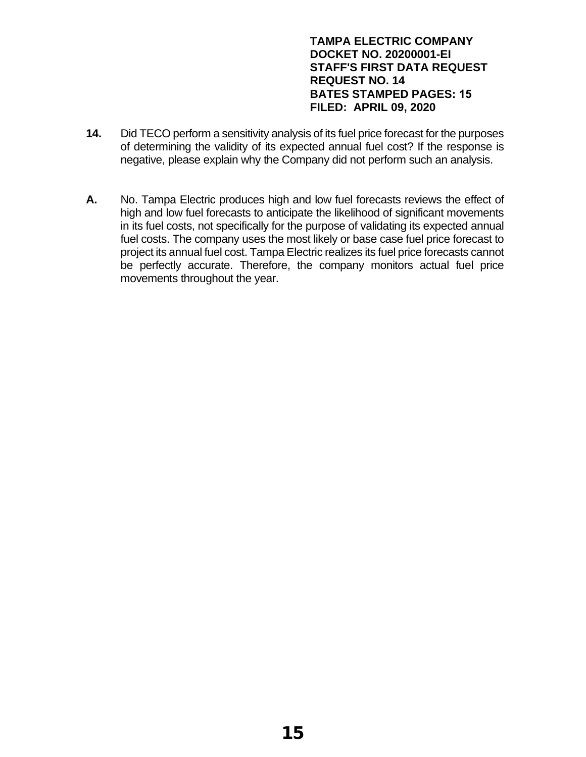**TAMPA ELECTRIC COMPANY**
**DOCKET NO. 20200001-EI**
**STAFF'S FIRST DATA REQUEST**
**REQUEST NO. 14**
**BATES STAMPED PAGES: 15**
**FILED: APRIL 09, 2020**

**14.** Did TECO perform a sensitivity analysis of its fuel price forecast for the purposes of determining the validity of its expected annual fuel cost? If the response is negative, please explain why the Company did not perform such an analysis.

**A.** No. Tampa Electric produces high and low fuel forecasts reviews the effect of high and low fuel forecasts to anticipate the likelihood of significant movements in its fuel costs, not specifically for the purpose of validating its expected annual fuel costs. The company uses the most likely or base case fuel price forecast to project its annual fuel cost. Tampa Electric realizes its fuel price forecasts cannot be perfectly accurate. Therefore, the company monitors actual fuel price movements throughout the year.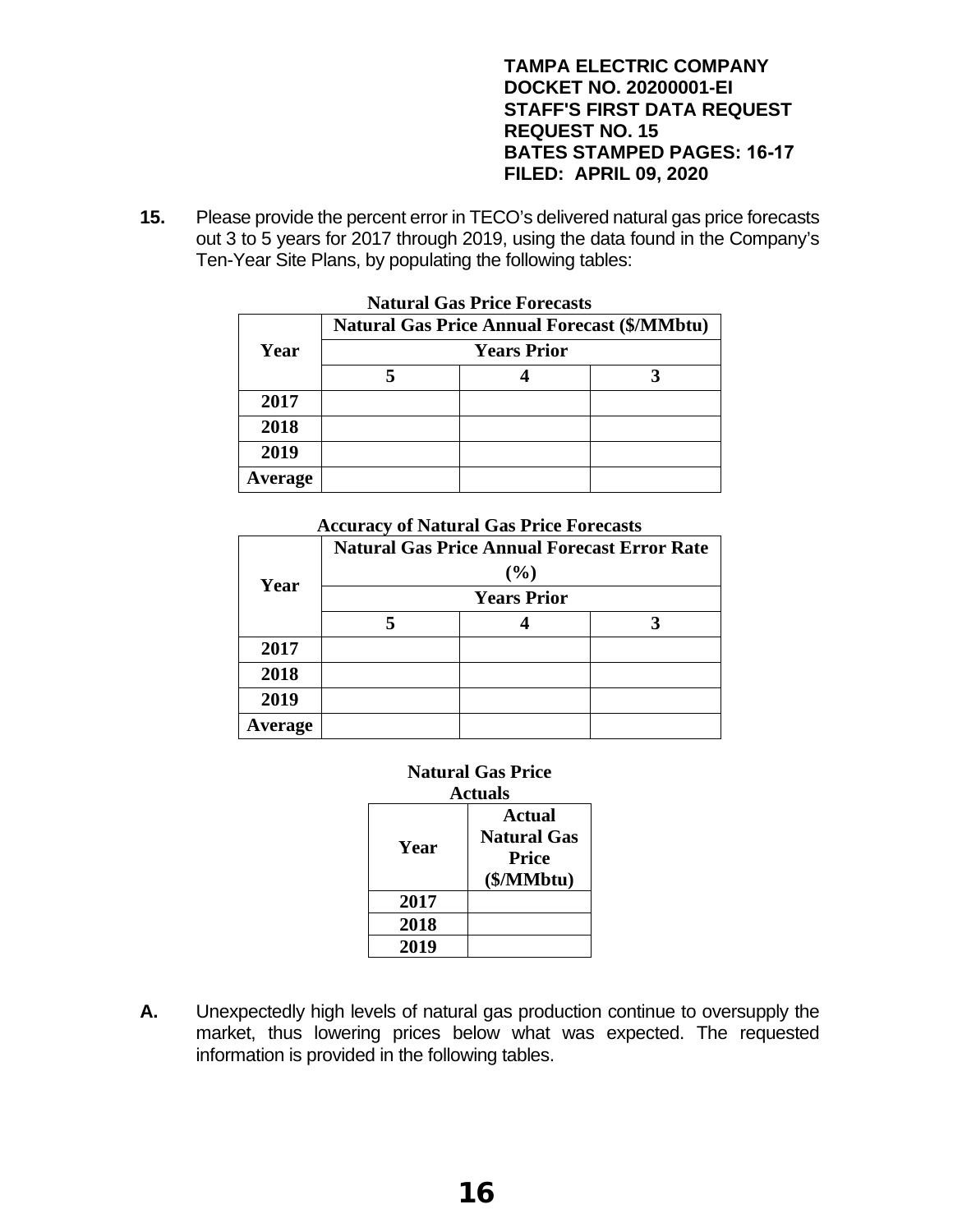**TAMPA ELECTRIC COMPANY**
**DOCKET NO. 20200001-EI**
**STAFF'S FIRST DATA REQUEST**
**REQUEST NO. 15**
**BATES STAMPED PAGES: 16-17**
**FILED: APRIL 09, 2020**

**15.** Please provide the percent error in TECO's delivered natural gas price forecasts out 3 to 5 years for 2017 through 2019, using the data found in the Company's Ten-Year Site Plans, by populating the following tables:

**Natural Gas Price Forecasts**

| Year | Natural Gas Price Annual Forecast ($/MMbtu) | | |
|---|---|---|---|
| | Years Prior | | |
| | 5 | 4 | 3 |
| 2017 | | | |
| 2018 | | | |
| 2019 | | | |
| Average | | | |

**Accuracy of Natural Gas Price Forecasts**

| Year | Natural Gas Price Annual Forecast Error Rate (%) | | |
|---|---|---|---|
| | Years Prior | | |
| | 5 | 4 | 3 |
| 2017 | | | |
| 2018 | | | |
| 2019 | | | |
| Average | | | |

**Natural Gas Price Actuals**

| Year | Actual Natural Gas Price ($/MMbtu) |
|---|---|
| 2017 | |
| 2018 | |
| 2019 | |

**A.** Unexpectedly high levels of natural gas production continue to oversupply the market, thus lowering prices below what was expected. The requested information is provided in the following tables.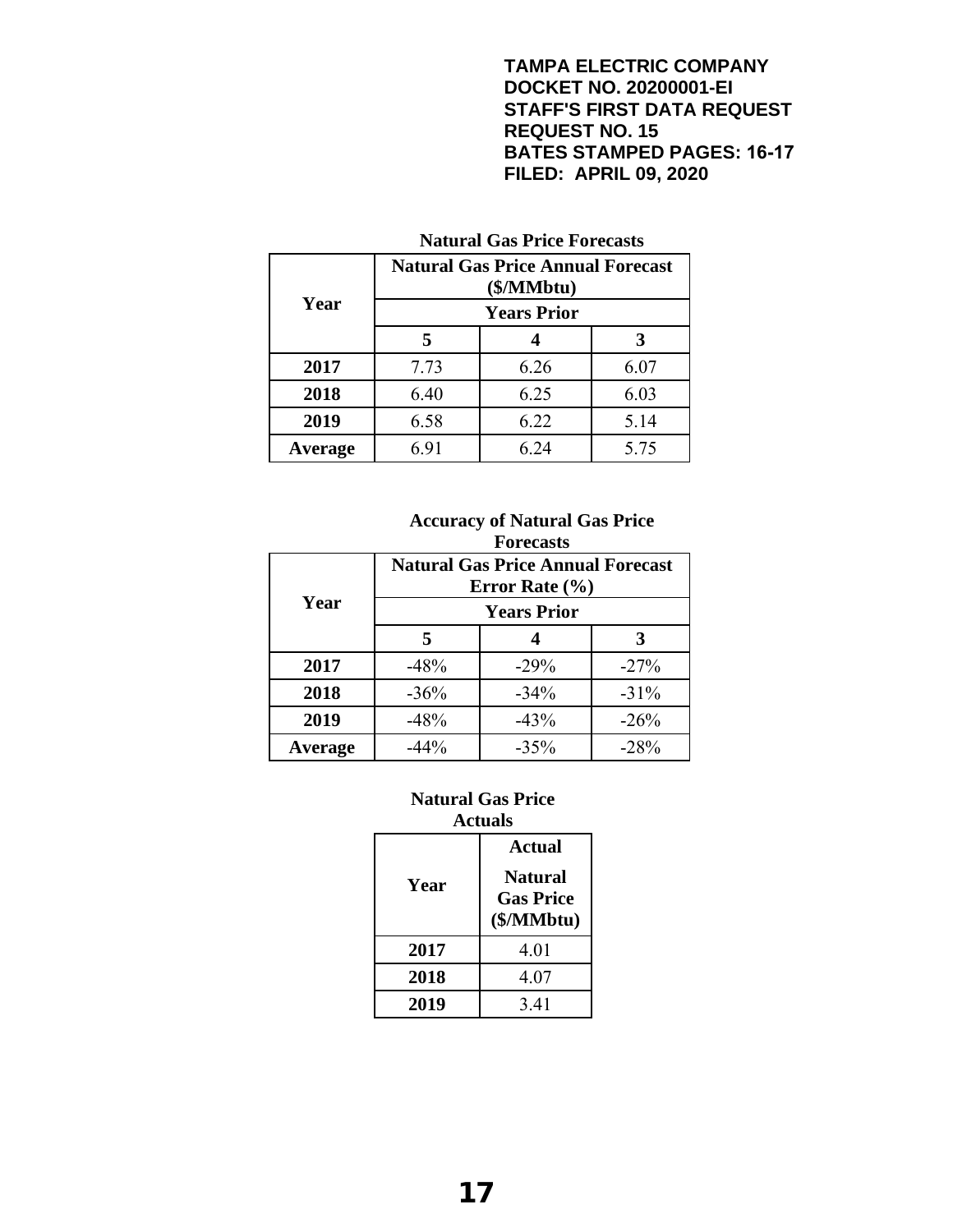**TAMPA ELECTRIC COMPANY**
**DOCKET NO. 20200001-EI**
**STAFF'S FIRST DATA REQUEST**
**REQUEST NO. 15**
**BATES STAMPED PAGES: 16-17**
**FILED: APRIL 09, 2020**

**Natural Gas Price Forecasts**

| Year | Natural Gas Price Annual Forecast ($/MMbtu) | | |
|---|---|---|---|
| | Years Prior | | |
| | 5 | 4 | 3 |
| 2017 | 7.73 | 6.26 | 6.07 |
| 2018 | 6.40 | 6.25 | 6.03 |
| 2019 | 6.58 | 6.22 | 5.14 |
| Average | 6.91 | 6.24 | 5.75 |

**Accuracy of Natural Gas Price Forecasts**

| Year | Natural Gas Price Annual Forecast Error Rate (%) | | |
|---|---|---|---|
| | Years Prior | | |
| | 5 | 4 | 3 |
| 2017 | -48% | -29% | -27% |
| 2018 | -36% | -34% | -31% |
| 2019 | -48% | -43% | -26% |
| Average | -44% | -35% | -28% |

**Natural Gas Price Actuals**

| Year | Actual Natural Gas Price ($/MMbtu) |
|---|---|
| 2017 | 4.01 |
| 2018 | 4.07 |
| 2019 | 3.41 |